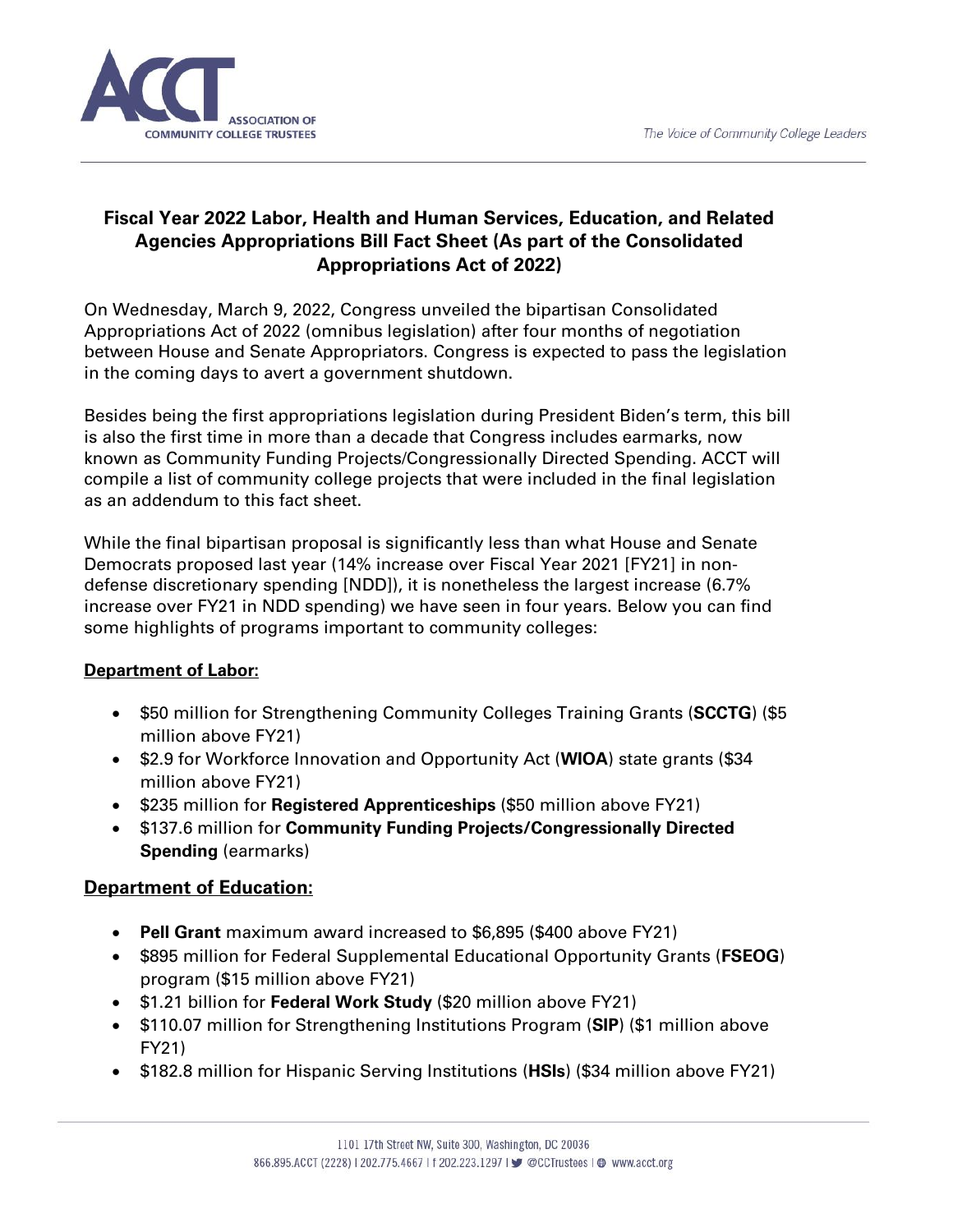# Fiscal Year 2022 Labor, Health and Human Services, Education, and Related Agencies Appropriations Bill Fact Sheet (As part of the Consolidated Appropriations Act of 2022)

On Wednesday, March 9, 2022, Congress unveiled the bipartisan Consolidated Appropriations Act of 2022 (omnibus legislation) after four months of negotiation between House and Senate Appropriators. Congress is expected to pass the legislation in the coming days to avert a government shutdown.

Besides being the first appropriations legislation during President Biden's term, this bill is also the first time in more than a decade that Congress includes earmarks, now known as Community Funding Projects/Congressionally Directed Spending. ACCT will compile a list of community college projects that were included in the final legislation as an addendum to this fact sheet.

While the final bipartisan proposal is significantly less than what House and Senate Democrats proposed last year (14% increase over Fiscal Year 2021 [FY21] in non-defense discretionary spending [NDD]), it is nonetheless the largest increase (6.7% increase over FY21 in NDD spending) we have seen in four years. Below you can find some highlights of programs important to community colleges:

## Department of Labor:

- $50 million for Strengthening Community Colleges Training Grants (**SCCTG**) ($5 million above FY21)
- $2.9 for Workforce Innovation and Opportunity Act (**WIOA**) state grants ($34 million above FY21)
- $235 million for **Registered Apprenticeships** ($50 million above FY21)
- $137.6 million for **Community Funding Projects/Congressionally Directed Spending** (earmarks)

## Department of Education:

- **Pell Grant** maximum award increased to $6,895 ($400 above FY21)
- $895 million for Federal Supplemental Educational Opportunity Grants (**FSEOG**) program ($15 million above FY21)
- $1.21 billion for **Federal Work Study** ($20 million above FY21)
- $110.07 million for Strengthening Institutions Program (**SIP**) ($1 million above FY21)
- $182.8 million for Hispanic Serving Institutions (**HSIs**) ($34 million above FY21)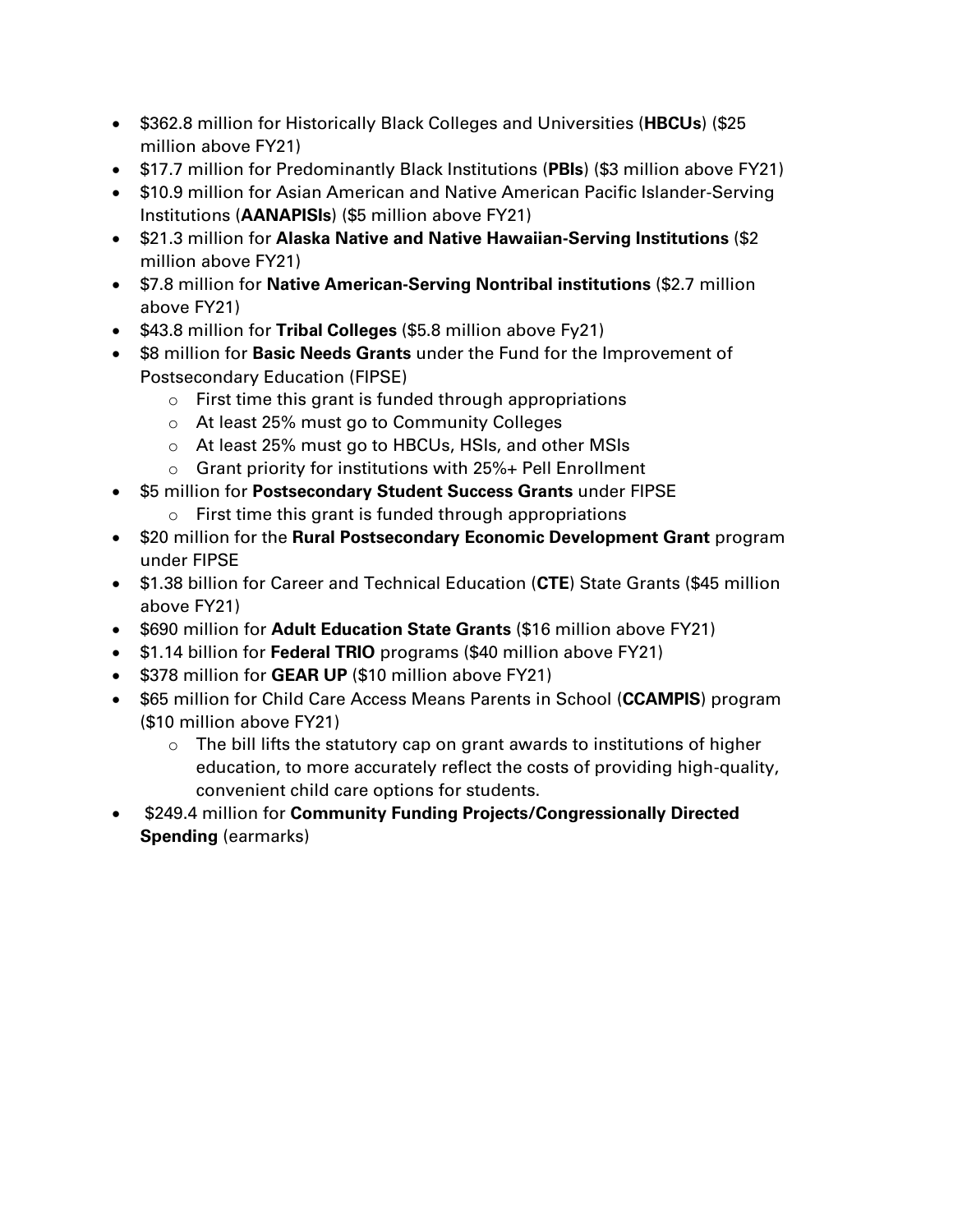- $362.8 million for Historically Black Colleges and Universities (**HBCUs**) ($25 million above FY21)
- $17.7 million for Predominantly Black Institutions (**PBIs**) ($3 million above FY21)
- $10.9 million for Asian American and Native American Pacific Islander-Serving Institutions (**AANAPISIs**) ($5 million above FY21)
- $21.3 million for **Alaska Native and Native Hawaiian-Serving Institutions** ($2 million above FY21)
- $7.8 million for **Native American-Serving Nontribal institutions** ($2.7 million above FY21)
- $43.8 million for **Tribal Colleges** ($5.8 million above Fy21)
- $8 million for **Basic Needs Grants** under the Fund for the Improvement of Postsecondary Education (FIPSE)
  - First time this grant is funded through appropriations
  - At least 25% must go to Community Colleges
  - At least 25% must go to HBCUs, HSIs, and other MSIs
  - Grant priority for institutions with 25%+ Pell Enrollment
- $5 million for **Postsecondary Student Success Grants** under FIPSE
  - First time this grant is funded through appropriations
- $20 million for the **Rural Postsecondary Economic Development Grant** program under FIPSE
- $1.38 billion for Career and Technical Education (**CTE**) State Grants ($45 million above FY21)
- $690 million for **Adult Education State Grants** ($16 million above FY21)
- $1.14 billion for **Federal TRIO** programs ($40 million above FY21)
- $378 million for **GEAR UP** ($10 million above FY21)
- $65 million for Child Care Access Means Parents in School (**CCAMPIS**) program ($10 million above FY21)
  - The bill lifts the statutory cap on grant awards to institutions of higher education, to more accurately reflect the costs of providing high-quality, convenient child care options for students.
- $249.4 million for **Community Funding Projects/Congressionally Directed Spending** (earmarks)